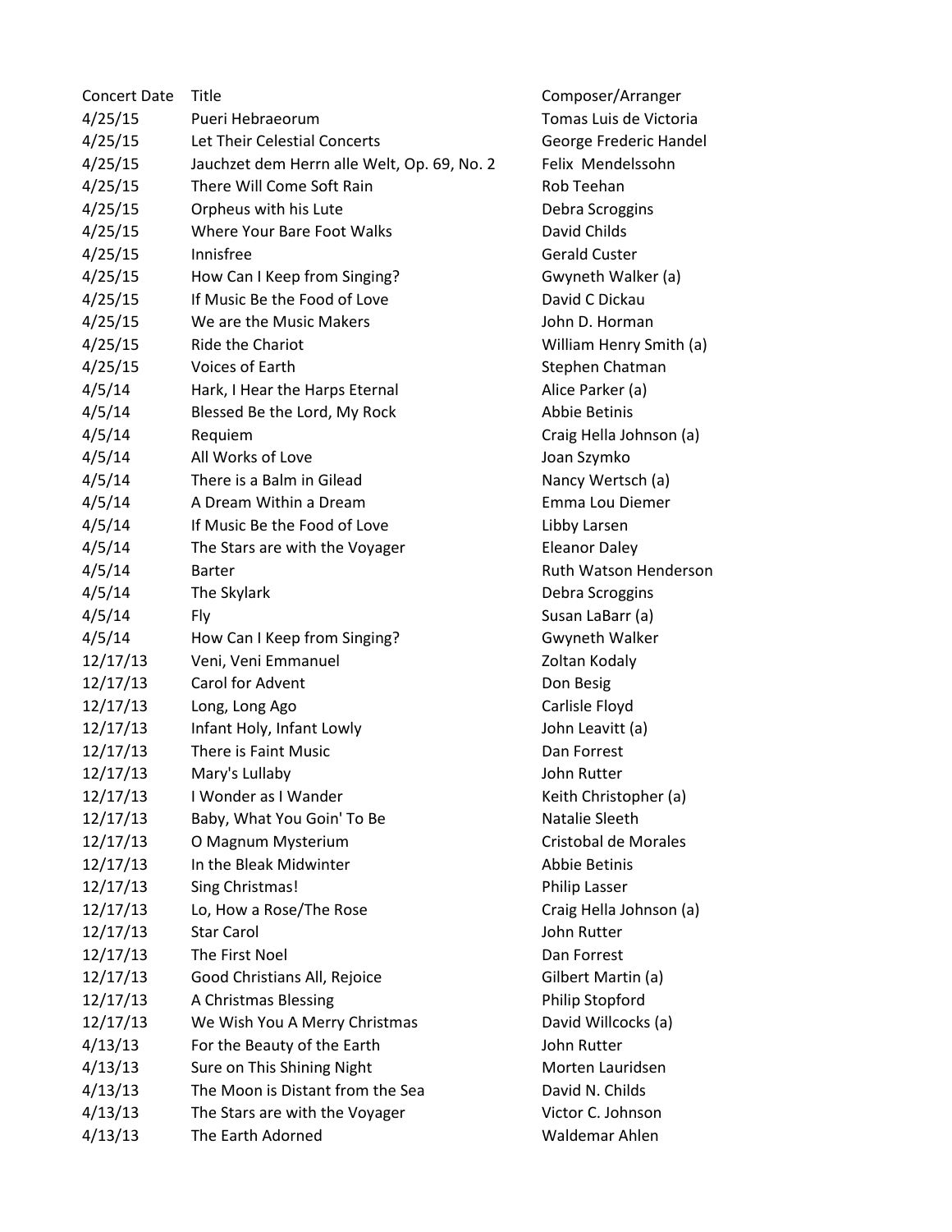| Concert Date | Title | Composer/Arranger |
| --- | --- | --- |
| 4/25/15 | Pueri Hebraeorum | Tomas Luis de Victoria |
| 4/25/15 | Let Their Celestial Concerts | George Frederic Handel |
| 4/25/15 | Jauchzet dem Herrn alle Welt, Op. 69, No. 2 | Felix Mendelssohn |
| 4/25/15 | There Will Come Soft Rain | Rob Teehan |
| 4/25/15 | Orpheus with his Lute | Debra Scroggins |
| 4/25/15 | Where Your Bare Foot Walks | David Childs |
| 4/25/15 | Innisfree | Gerald Custer |
| 4/25/15 | How Can I Keep from Singing? | Gwyneth Walker (a) |
| 4/25/15 | If Music Be the Food of Love | David C Dickau |
| 4/25/15 | We are the Music Makers | John D. Horman |
| 4/25/15 | Ride the Chariot | William Henry Smith (a) |
| 4/25/15 | Voices of Earth | Stephen Chatman |
| 4/5/14 | Hark, I Hear the Harps Eternal | Alice Parker (a) |
| 4/5/14 | Blessed Be the Lord, My Rock | Abbie Betinis |
| 4/5/14 | Requiem | Craig Hella Johnson (a) |
| 4/5/14 | All Works of Love | Joan Szymko |
| 4/5/14 | There is a Balm in Gilead | Nancy Wertsch (a) |
| 4/5/14 | A Dream Within a Dream | Emma Lou Diemer |
| 4/5/14 | If Music Be the Food of Love | Libby Larsen |
| 4/5/14 | The Stars are with the Voyager | Eleanor Daley |
| 4/5/14 | Barter | Ruth Watson Henderson |
| 4/5/14 | The Skylark | Debra Scroggins |
| 4/5/14 | Fly | Susan LaBarr (a) |
| 4/5/14 | How Can I Keep from Singing? | Gwyneth Walker |
| 12/17/13 | Veni, Veni Emmanuel | Zoltan Kodaly |
| 12/17/13 | Carol for Advent | Don Besig |
| 12/17/13 | Long, Long Ago | Carlisle Floyd |
| 12/17/13 | Infant Holy, Infant Lowly | John Leavitt (a) |
| 12/17/13 | There is Faint Music | Dan Forrest |
| 12/17/13 | Mary's Lullaby | John Rutter |
| 12/17/13 | I Wonder as I Wander | Keith Christopher (a) |
| 12/17/13 | Baby, What You Goin' To Be | Natalie Sleeth |
| 12/17/13 | O Magnum Mysterium | Cristobal de Morales |
| 12/17/13 | In the Bleak Midwinter | Abbie Betinis |
| 12/17/13 | Sing Christmas! | Philip Lasser |
| 12/17/13 | Lo, How a Rose/The Rose | Craig Hella Johnson (a) |
| 12/17/13 | Star Carol | John Rutter |
| 12/17/13 | The First Noel | Dan Forrest |
| 12/17/13 | Good Christians All, Rejoice | Gilbert Martin (a) |
| 12/17/13 | A Christmas Blessing | Philip Stopford |
| 12/17/13 | We Wish You A Merry Christmas | David Willcocks (a) |
| 4/13/13 | For the Beauty of the Earth | John Rutter |
| 4/13/13 | Sure on This Shining Night | Morten Lauridsen |
| 4/13/13 | The Moon is Distant from the Sea | David N. Childs |
| 4/13/13 | The Stars are with the Voyager | Victor C. Johnson |
| 4/13/13 | The Earth Adorned | Waldemar Ahlen |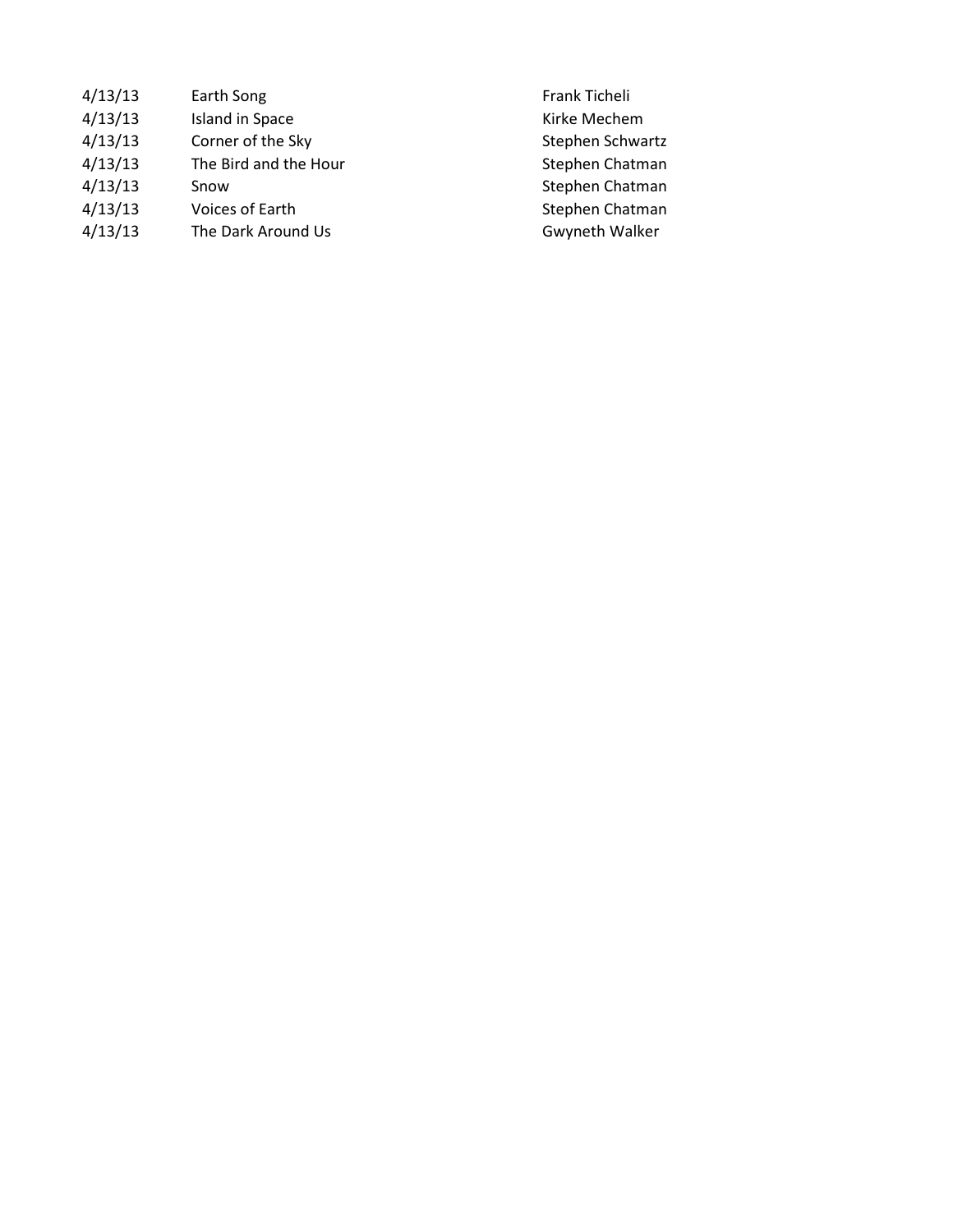| | | |
|---|---|---|
| 4/13/13 | Earth Song | Frank Ticheli |
| 4/13/13 | Island in Space | Kirke Mechem |
| 4/13/13 | Corner of the Sky | Stephen Schwartz |
| 4/13/13 | The Bird and the Hour | Stephen Chatman |
| 4/13/13 | Snow | Stephen Chatman |
| 4/13/13 | Voices of Earth | Stephen Chatman |
| 4/13/13 | The Dark Around Us | Gwyneth Walker |